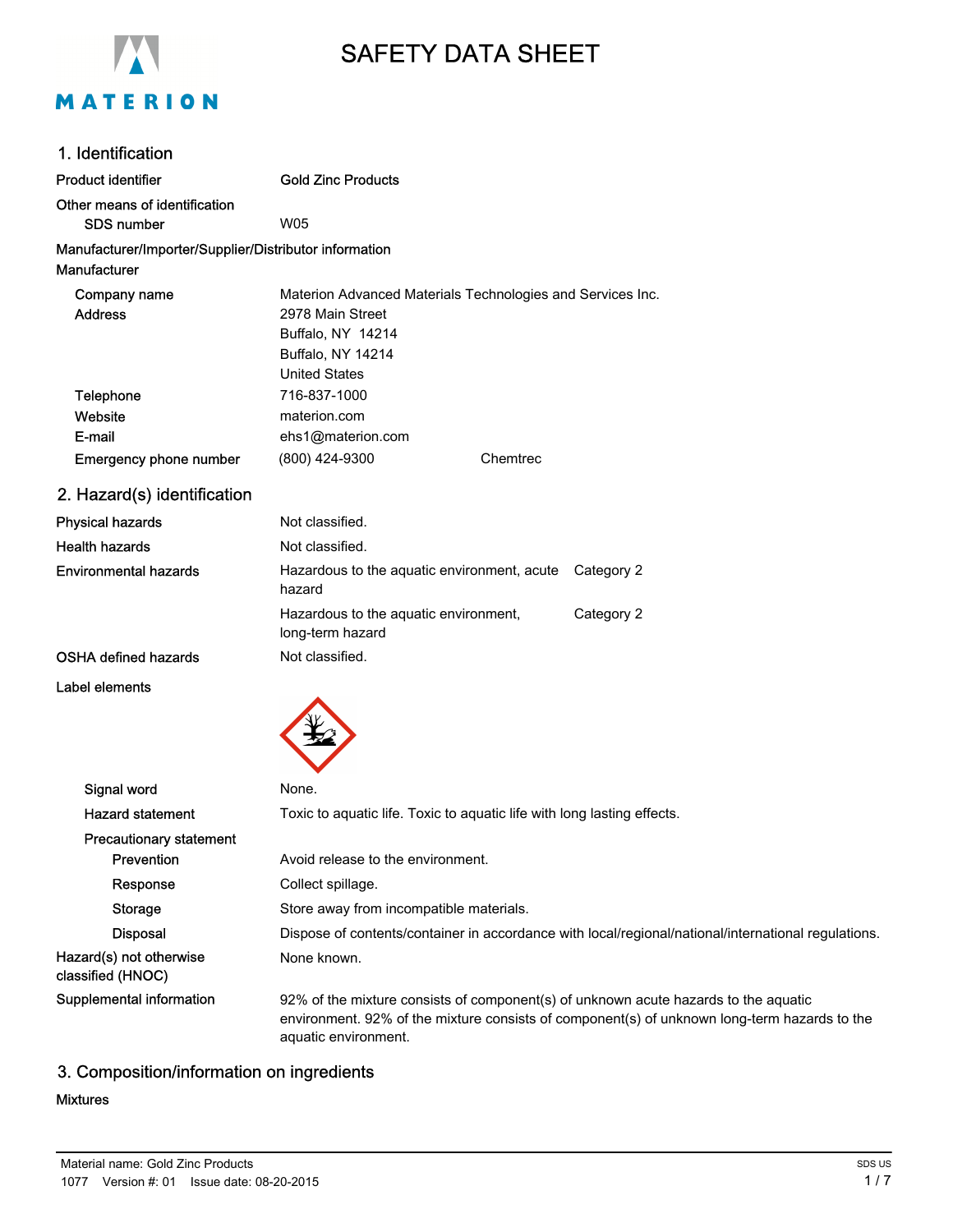# SAFETY DATA SHEET

## 1. Identification

**Product identifier** Gold Zinc Products

**Other means of identification**

**SDS number** W05

**Manufacturer/Importer/Supplier/Distributor information**

**Manufacturer**

| | |
|---|---|
| **Company name** | Materion Advanced Materials Technologies and Services Inc. |
| **Address** | 2978 Main Street<br>Buffalo, NY 14214<br>Buffalo, NY 14214<br>United States |
| **Telephone** | 716-837-1000 |
| **Website** | materion.com |
| **E-mail** | ehs1@materion.com |
| **Emergency phone number** | (800) 424-9300 Chemtrec |

## 2. Hazard(s) identification

| | | |
|---|---|---|
| **Physical hazards** | Not classified. | |
| **Health hazards** | Not classified. | |
| **Environmental hazards** | Hazardous to the aquatic environment, acute hazard | Category 2 |
| | Hazardous to the aquatic environment, long-term hazard | Category 2 |
| **OSHA defined hazards** | Not classified. | |

**Label elements**

**Signal word** None.

**Hazard statement** Toxic to aquatic life. Toxic to aquatic life with long lasting effects.

**Precautionary statement**

- **Prevention** Avoid release to the environment.
- **Response** Collect spillage.
- **Storage** Store away from incompatible materials.
- **Disposal** Dispose of contents/container in accordance with local/regional/national/international regulations.

**Hazard(s) not otherwise classified (HNOC)** None known.

**Supplemental information** 92% of the mixture consists of component(s) of unknown acute hazards to the aquatic environment. 92% of the mixture consists of component(s) of unknown long-term hazards to the aquatic environment.

## 3. Composition/information on ingredients

**Mixtures**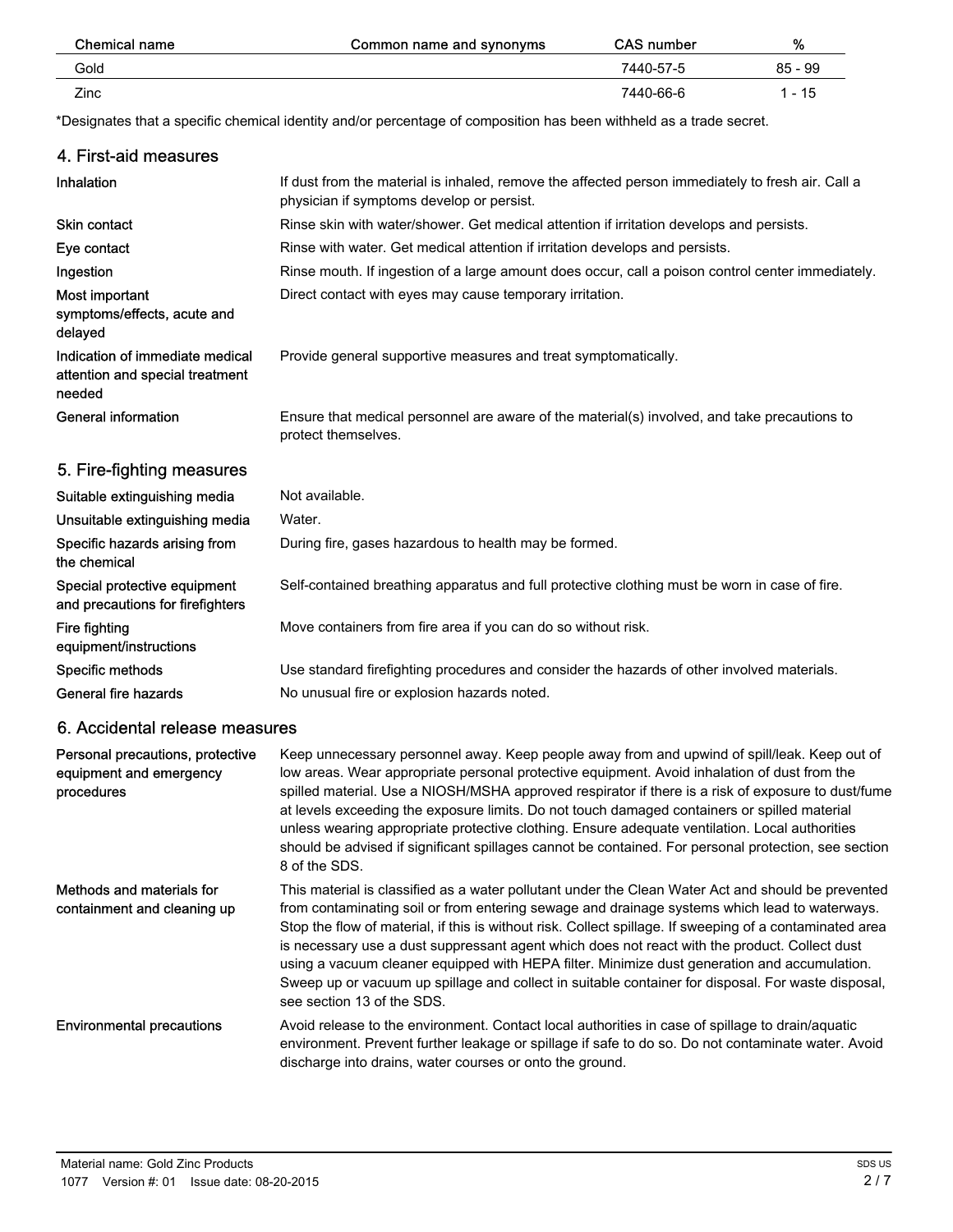| Chemical name | Common name and synonyms | CAS number | % |
|---|---|---|---|
| Gold | | 7440-57-5 | 85 - 99 |
| Zinc | | 7440-66-6 | 1 - 15 |

*Designates that a specific chemical identity and/or percentage of composition has been withheld as a trade secret.

## 4. First-aid measures

| | |
|---|---|
| **Inhalation** | If dust from the material is inhaled, remove the affected person immediately to fresh air. Call a physician if symptoms develop or persist. |
| **Skin contact** | Rinse skin with water/shower. Get medical attention if irritation develops and persists. |
| **Eye contact** | Rinse with water. Get medical attention if irritation develops and persists. |
| **Ingestion** | Rinse mouth. If ingestion of a large amount does occur, call a poison control center immediately. |
| **Most important symptoms/effects, acute and delayed** | Direct contact with eyes may cause temporary irritation. |
| **Indication of immediate medical attention and special treatment needed** | Provide general supportive measures and treat symptomatically. |
| **General information** | Ensure that medical personnel are aware of the material(s) involved, and take precautions to protect themselves. |

## 5. Fire-fighting measures

| | |
|---|---|
| **Suitable extinguishing media** | Not available. |
| **Unsuitable extinguishing media** | Water. |
| **Specific hazards arising from the chemical** | During fire, gases hazardous to health may be formed. |
| **Special protective equipment and precautions for firefighters** | Self-contained breathing apparatus and full protective clothing must be worn in case of fire. |
| **Fire fighting equipment/instructions** | Move containers from fire area if you can do so without risk. |
| **Specific methods** | Use standard firefighting procedures and consider the hazards of other involved materials. |
| **General fire hazards** | No unusual fire or explosion hazards noted. |

## 6. Accidental release measures

| | |
|---|---|
| **Personal precautions, protective equipment and emergency procedures** | Keep unnecessary personnel away. Keep people away from and upwind of spill/leak. Keep out of low areas. Wear appropriate personal protective equipment. Avoid inhalation of dust from the spilled material. Use a NIOSH/MSHA approved respirator if there is a risk of exposure to dust/fume at levels exceeding the exposure limits. Do not touch damaged containers or spilled material unless wearing appropriate protective clothing. Ensure adequate ventilation. Local authorities should be advised if significant spillages cannot be contained. For personal protection, see section 8 of the SDS. |
| **Methods and materials for containment and cleaning up** | This material is classified as a water pollutant under the Clean Water Act and should be prevented from contaminating soil or from entering sewage and drainage systems which lead to waterways. Stop the flow of material, if this is without risk. Collect spillage. If sweeping of a contaminated area is necessary use a dust suppressant agent which does not react with the product. Collect dust using a vacuum cleaner equipped with HEPA filter. Minimize dust generation and accumulation. Sweep up or vacuum up spillage and collect in suitable container for disposal. For waste disposal, see section 13 of the SDS. |
| **Environmental precautions** | Avoid release to the environment. Contact local authorities in case of spillage to drain/aquatic environment. Prevent further leakage or spillage if safe to do so. Do not contaminate water. Avoid discharge into drains, water courses or onto the ground. |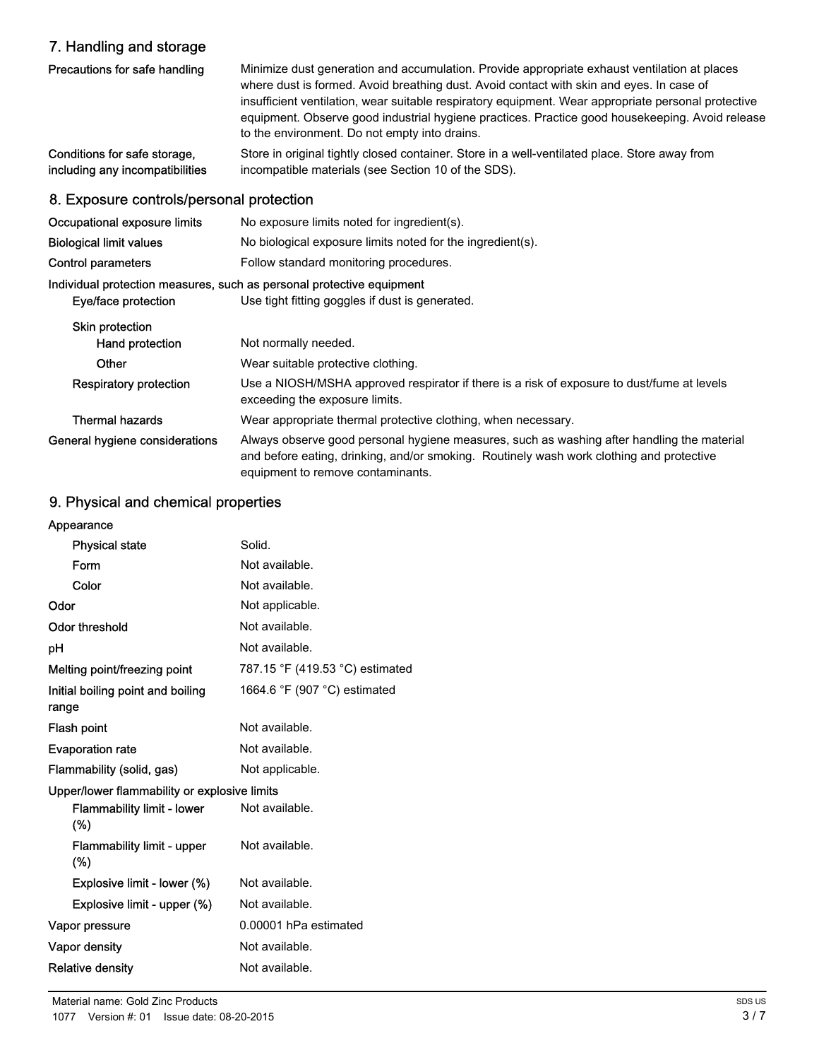## 7. Handling and storage

| | |
|---|---|
| **Precautions for safe handling** | Minimize dust generation and accumulation. Provide appropriate exhaust ventilation at places where dust is formed. Avoid breathing dust. Avoid contact with skin and eyes. In case of insufficient ventilation, wear suitable respiratory equipment. Wear appropriate personal protective equipment. Observe good industrial hygiene practices. Practice good housekeeping. Avoid release to the environment. Do not empty into drains. |
| **Conditions for safe storage, including any incompatibilities** | Store in original tightly closed container. Store in a well-ventilated place. Store away from incompatible materials (see Section 10 of the SDS). |

## 8. Exposure controls/personal protection

| | |
|---|---|
| **Occupational exposure limits** | No exposure limits noted for ingredient(s). |
| **Biological limit values** | No biological exposure limits noted for the ingredient(s). |
| **Control parameters** | Follow standard monitoring procedures. |

**Individual protection measures, such as personal protective equipment**

| | |
|---|---|
| **Eye/face protection** | Use tight fitting goggles if dust is generated. |
| **Skin protection** | |
| **Hand protection** | Not normally needed. |
| **Other** | Wear suitable protective clothing. |
| **Respiratory protection** | Use a NIOSH/MSHA approved respirator if there is a risk of exposure to dust/fume at levels exceeding the exposure limits. |
| **Thermal hazards** | Wear appropriate thermal protective clothing, when necessary. |
| **General hygiene considerations** | Always observe good personal hygiene measures, such as washing after handling the material and before eating, drinking, and/or smoking. Routinely wash work clothing and protective equipment to remove contaminants. |

## 9. Physical and chemical properties

| | |
|---|---|
| **Appearance** | |
| **Physical state** | Solid. |
| **Form** | Not available. |
| **Color** | Not available. |
| **Odor** | Not applicable. |
| **Odor threshold** | Not available. |
| **pH** | Not available. |
| **Melting point/freezing point** | 787.15 °F (419.53 °C) estimated |
| **Initial boiling point and boiling range** | 1664.6 °F (907 °C) estimated |
| **Flash point** | Not available. |
| **Evaporation rate** | Not available. |
| **Flammability (solid, gas)** | Not applicable. |
| **Upper/lower flammability or explosive limits** | |
| **Flammability limit - lower (%)** | Not available. |
| **Flammability limit - upper (%)** | Not available. |
| **Explosive limit - lower (%)** | Not available. |
| **Explosive limit - upper (%)** | Not available. |
| **Vapor pressure** | 0.00001 hPa estimated |
| **Vapor density** | Not available. |
| **Relative density** | Not available. |

Material name: Gold Zinc Products
1077 Version #: 01 Issue date: 08-20-2015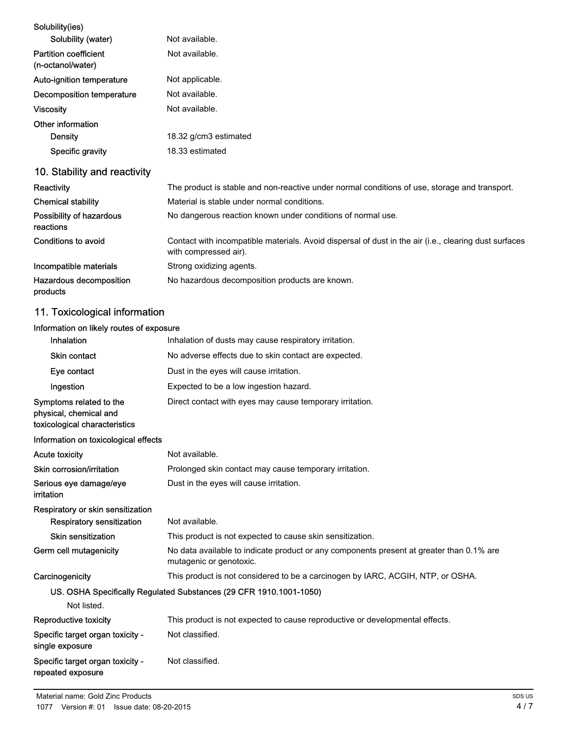| | |
|---|---|
| **Solubility(ies)** | |
| Solubility (water) | Not available. |
| **Partition coefficient (n-octanol/water)** | Not available. |
| **Auto-ignition temperature** | Not applicable. |
| **Decomposition temperature** | Not available. |
| **Viscosity** | Not available. |
| **Other information** | |
| Density | 18.32 g/cm3 estimated |
| Specific gravity | 18.33 estimated |

## 10. Stability and reactivity

| | |
|---|---|
| **Reactivity** | The product is stable and non-reactive under normal conditions of use, storage and transport. |
| **Chemical stability** | Material is stable under normal conditions. |
| **Possibility of hazardous reactions** | No dangerous reaction known under conditions of normal use. |
| **Conditions to avoid** | Contact with incompatible materials. Avoid dispersal of dust in the air (i.e., clearing dust surfaces with compressed air). |
| **Incompatible materials** | Strong oxidizing agents. |
| **Hazardous decomposition products** | No hazardous decomposition products are known. |

## 11. Toxicological information

| | |
|---|---|
| **Information on likely routes of exposure** | |
| Inhalation | Inhalation of dusts may cause respiratory irritation. |
| Skin contact | No adverse effects due to skin contact are expected. |
| Eye contact | Dust in the eyes will cause irritation. |
| Ingestion | Expected to be a low ingestion hazard. |
| **Symptoms related to the physical, chemical and toxicological characteristics** | Direct contact with eyes may cause temporary irritation. |
| **Information on toxicological effects** | |
| **Acute toxicity** | Not available. |
| **Skin corrosion/irritation** | Prolonged skin contact may cause temporary irritation. |
| **Serious eye damage/eye irritation** | Dust in the eyes will cause irritation. |
| **Respiratory or skin sensitization** | |
| Respiratory sensitization | Not available. |
| Skin sensitization | This product is not expected to cause skin sensitization. |
| **Germ cell mutagenicity** | No data available to indicate product or any components present at greater than 0.1% are mutagenic or genotoxic. |
| **Carcinogenicity** | This product is not considered to be a carcinogen by IARC, ACGIH, NTP, or OSHA. |
| US. OSHA Specifically Regulated Substances (29 CFR 1910.1001-1050) | |
| Not listed. | |
| **Reproductive toxicity** | This product is not expected to cause reproductive or developmental effects. |
| **Specific target organ toxicity - single exposure** | Not classified. |
| **Specific target organ toxicity - repeated exposure** | Not classified. |

Material name: Gold Zinc Products

1077 Version #: 01 Issue date: 08-20-2015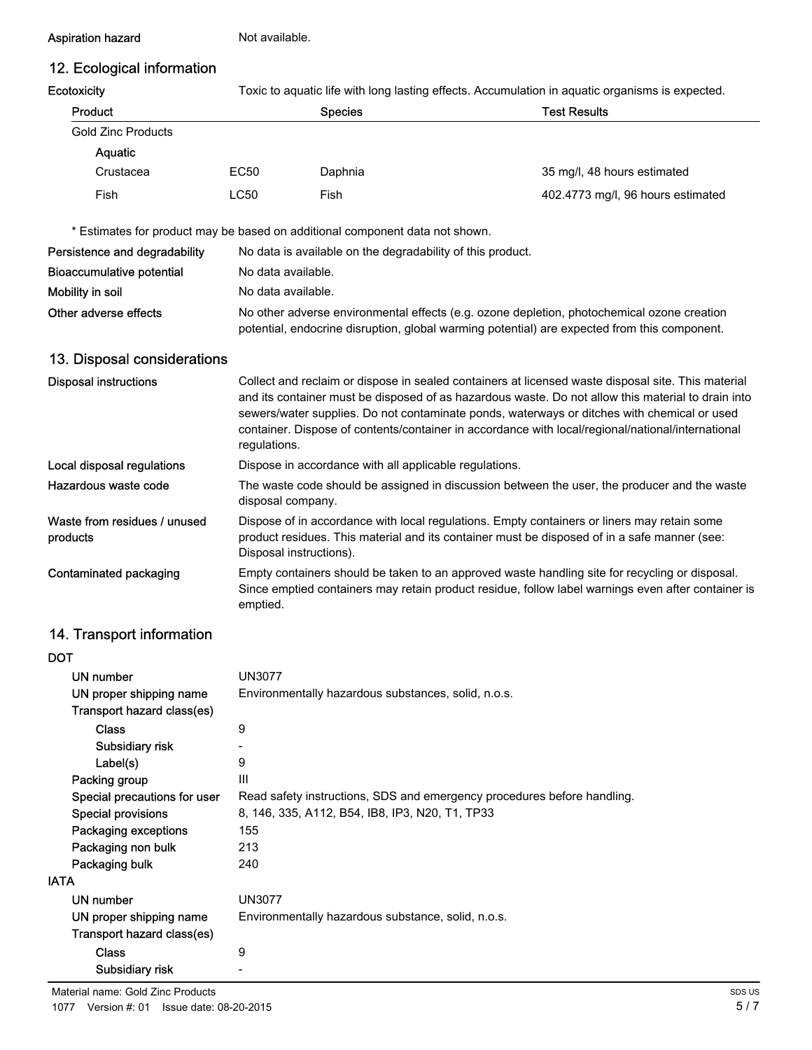| | |
|---|---|
| **Aspiration hazard** | Not available. |

## 12. Ecological information

| | |
|---|---|
| **Ecotoxicity** | Toxic to aquatic life with long lasting effects. Accumulation in aquatic organisms is expected. |

| Product | | Species | Test Results |
|---|---|---|---|
| Gold Zinc Products | | | |
| **Aquatic** | | | |
| Crustacea | EC50 | Daphnia | 35 mg/l, 48 hours estimated |
| Fish | LC50 | Fish | 402.4773 mg/l, 96 hours estimated |

\* Estimates for product may be based on additional component data not shown.

| | |
|---|---|
| **Persistence and degradability** | No data is available on the degradability of this product. |
| **Bioaccumulative potential** | No data available. |
| **Mobility in soil** | No data available. |
| **Other adverse effects** | No other adverse environmental effects (e.g. ozone depletion, photochemical ozone creation potential, endocrine disruption, global warming potential) are expected from this component. |

## 13. Disposal considerations

| | |
|---|---|
| **Disposal instructions** | Collect and reclaim or dispose in sealed containers at licensed waste disposal site. This material and its container must be disposed of as hazardous waste. Do not allow this material to drain into sewers/water supplies. Do not contaminate ponds, waterways or ditches with chemical or used container. Dispose of contents/container in accordance with local/regional/national/international regulations. |
| **Local disposal regulations** | Dispose in accordance with all applicable regulations. |
| **Hazardous waste code** | The waste code should be assigned in discussion between the user, the producer and the waste disposal company. |
| **Waste from residues / unused products** | Dispose of in accordance with local regulations. Empty containers or liners may retain some product residues. This material and its container must be disposed of in a safe manner (see: Disposal instructions). |
| **Contaminated packaging** | Empty containers should be taken to an approved waste handling site for recycling or disposal. Since emptied containers may retain product residue, follow label warnings even after container is emptied. |

## 14. Transport information

**DOT**

| | |
|---|---|
| **UN number** | UN3077 |
| **UN proper shipping name** | Environmentally hazardous substances, solid, n.o.s. |
| **Transport hazard class(es)** | |
| **Class** | 9 |
| **Subsidiary risk** | - |
| **Label(s)** | 9 |
| **Packing group** | III |
| **Special precautions for user** | Read safety instructions, SDS and emergency procedures before handling. |
| **Special provisions** | 8, 146, 335, A112, B54, IB8, IP3, N20, T1, TP33 |
| **Packaging exceptions** | 155 |
| **Packaging non bulk** | 213 |
| **Packaging bulk** | 240 |

**IATA**

| | |
|---|---|
| **UN number** | UN3077 |
| **UN proper shipping name** | Environmentally hazardous substance, solid, n.o.s. |
| **Transport hazard class(es)** | |
| **Class** | 9 |
| **Subsidiary risk** | - |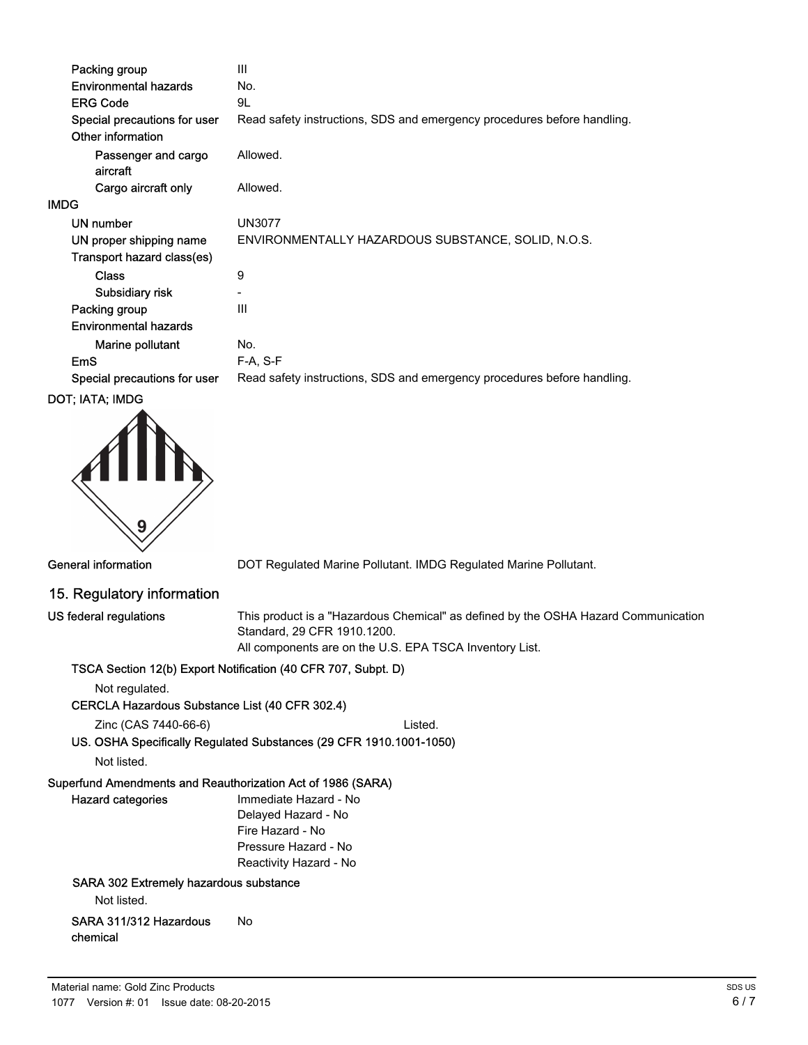| | |
|---|---|
| Packing group | III |
| Environmental hazards | No. |
| ERG Code | 9L |
| Special precautions for user | Read safety instructions, SDS and emergency procedures before handling. |
| Other information | |
| Passenger and cargo aircraft | Allowed. |
| Cargo aircraft only | Allowed. |

**IMDG**

| | |
|---|---|
| UN number | UN3077 |
| UN proper shipping name | ENVIRONMENTALLY HAZARDOUS SUBSTANCE, SOLID, N.O.S. |
| Transport hazard class(es) | |
| Class | 9 |
| Subsidiary risk | - |
| Packing group | III |
| Environmental hazards | |
| Marine pollutant | No. |
| EmS | F-A, S-F |
| Special precautions for user | Read safety instructions, SDS and emergency procedures before handling. |

**DOT; IATA; IMDG**

**General information** DOT Regulated Marine Pollutant. IMDG Regulated Marine Pollutant.

## 15. Regulatory information

**US federal regulations** This product is a "Hazardous Chemical" as defined by the OSHA Hazard Communication Standard, 29 CFR 1910.1200.
All components are on the U.S. EPA TSCA Inventory List.

**TSCA Section 12(b) Export Notification (40 CFR 707, Subpt. D)**

Not regulated.

**CERCLA Hazardous Substance List (40 CFR 302.4)**

Zinc (CAS 7440-66-6) Listed.

**US. OSHA Specifically Regulated Substances (29 CFR 1910.1001-1050)**

Not listed.

**Superfund Amendments and Reauthorization Act of 1986 (SARA)**

**Hazard categories**
Immediate Hazard - No
Delayed Hazard - No
Fire Hazard - No
Pressure Hazard - No
Reactivity Hazard - No

**SARA 302 Extremely hazardous substance**

Not listed.

**SARA 311/312 Hazardous chemical** No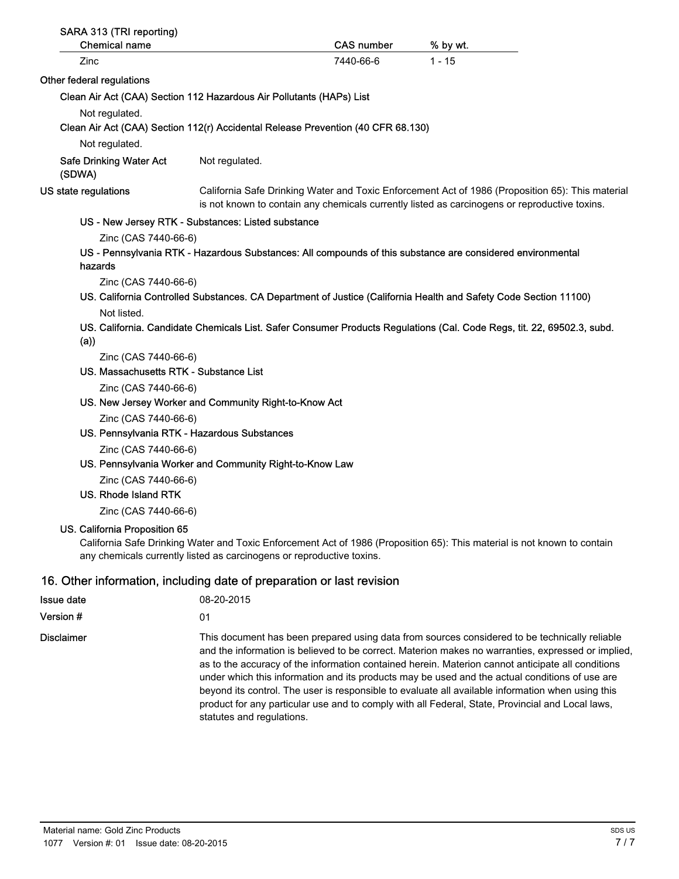SARA 313 (TRI reporting)

| Chemical name | CAS number | % by wt. |
|---|---|---|
| Zinc | 7440-66-6 | 1 - 15 |

Other federal regulations

Clean Air Act (CAA) Section 112 Hazardous Air Pollutants (HAPs) List

Not regulated.

Clean Air Act (CAA) Section 112(r) Accidental Release Prevention (40 CFR 68.130)

Not regulated.

Safe Drinking Water Act (SDWA) Not regulated.

US state regulations California Safe Drinking Water and Toxic Enforcement Act of 1986 (Proposition 65): This material is not known to contain any chemicals currently listed as carcinogens or reproductive toxins.

US - New Jersey RTK - Substances: Listed substance

Zinc (CAS 7440-66-6)

US - Pennsylvania RTK - Hazardous Substances: All compounds of this substance are considered environmental hazards

Zinc (CAS 7440-66-6)

US. California Controlled Substances. CA Department of Justice (California Health and Safety Code Section 11100)

Not listed.

US. California. Candidate Chemicals List. Safer Consumer Products Regulations (Cal. Code Regs, tit. 22, 69502.3, subd. (a))

Zinc (CAS 7440-66-6)

US. Massachusetts RTK - Substance List

Zinc (CAS 7440-66-6)

US. New Jersey Worker and Community Right-to-Know Act

Zinc (CAS 7440-66-6)

US. Pennsylvania RTK - Hazardous Substances

Zinc (CAS 7440-66-6)

US. Pennsylvania Worker and Community Right-to-Know Law

Zinc (CAS 7440-66-6)

US. Rhode Island RTK

Zinc (CAS 7440-66-6)

US. California Proposition 65

California Safe Drinking Water and Toxic Enforcement Act of 1986 (Proposition 65): This material is not known to contain any chemicals currently listed as carcinogens or reproductive toxins.

## 16. Other information, including date of preparation or last revision

Issue date 08-20-2015

Version # 01

Disclaimer This document has been prepared using data from sources considered to be technically reliable and the information is believed to be correct. Materion makes no warranties, expressed or implied, as to the accuracy of the information contained herein. Materion cannot anticipate all conditions under which this information and its products may be used and the actual conditions of use are beyond its control. The user is responsible to evaluate all available information when using this product for any particular use and to comply with all Federal, State, Provincial and Local laws, statutes and regulations.